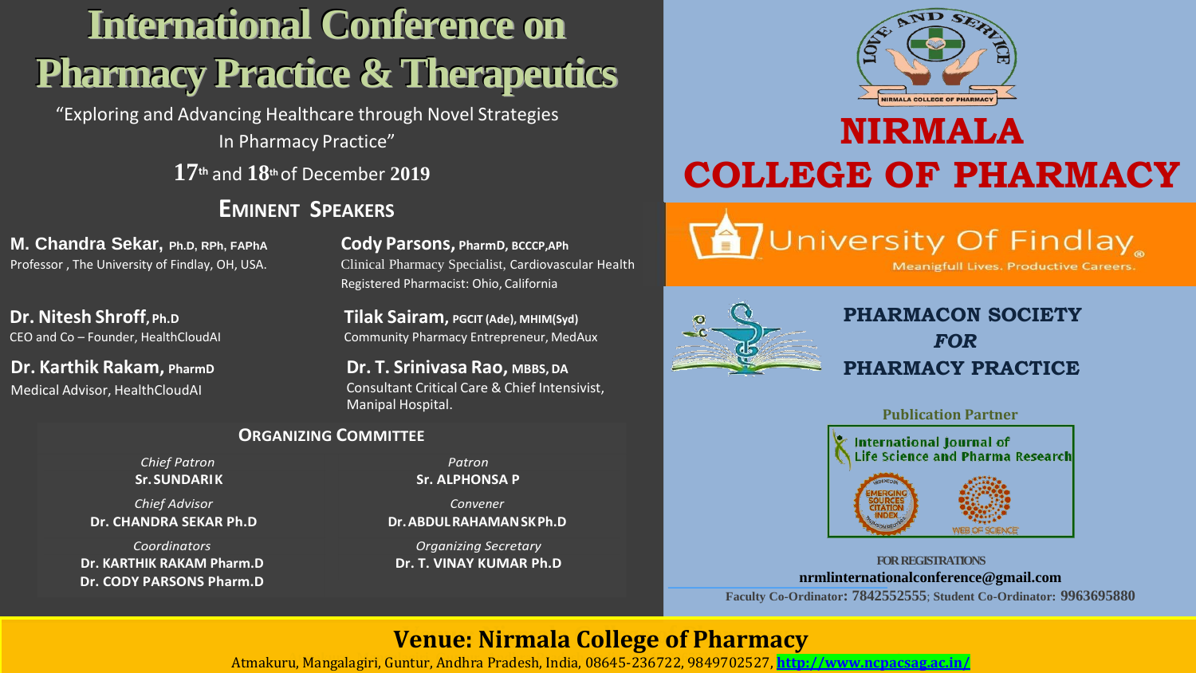# International Conference on Pharmacy Practice & Therapeutics

"Exploring and Advancing Healthcare through Novel Strategies In Pharmacy Practice"

**17**th and **18**th of December **2019**

## EMINENT SPEAKERS

**M. Chandra Sekar, Ph.D, RPh, FAPhA**
Professor , The University of Findlay, OH, USA.

**Cody Parsons, PharmD, BCCCP,APh**
Clinical Pharmacy Specialist, Cardiovascular Health
Registered Pharmacist: Ohio, California

**Dr. Nitesh Shroff, Ph.D**
CEO and Co – Founder, HealthCloudAI

**Tilak Sairam, PGCIT (Ade), MHIM(Syd)**
Community Pharmacy Entrepreneur, MedAux

**Dr. Karthik Rakam, PharmD**
Medical Advisor, HealthCloudAI

**Dr. T. Srinivasa Rao, MBBS, DA**
Consultant Critical Care & Chief Intensivist, Manipal Hospital.

## ORGANIZING COMMITTEE

*Chief Patron*
**Sr. SUNDARI K**

*Patron*
**Sr. ALPHONSA P**

*Chief Advisor*
**Dr. CHANDRA SEKAR Ph.D**

*Convener*
**Dr. ABDUL RAHAMAN SK Ph.D**

*Coordinators*
**Dr. KARTHIK RAKAM Pharm.D**
**Dr. CODY PARSONS Pharm.D**

*Organizing Secretary*
**Dr. T. VINAY KUMAR Ph.D**

LOVE AND SERVICE
NIRMALA COLLEGE OF PHARMACY

# NIRMALA COLLEGE OF PHARMACY

University Of Findlay
Meanigfull Lives. Productive Careers.

**PHARMACON SOCIETY *FOR* PHARMACY PRACTICE**

**Publication Partner**

International Journal of Life Science and Pharma Research

EMERGING SOURCES CITATION INDEX
WEB OF SCIENCE

**FOR REGISTRATIONS**
**nrmlinternationalconference@gmail.com**
**Faculty Co-Ordinator: 7842552555; Student Co-Ordinator: 9963695880**

## Venue: Nirmala College of Pharmacy

Atmakuru, Mangalagiri, Guntur, Andhra Pradesh, India, 08645-236722, 9849702527, http://www.ncpacsag.ac.in/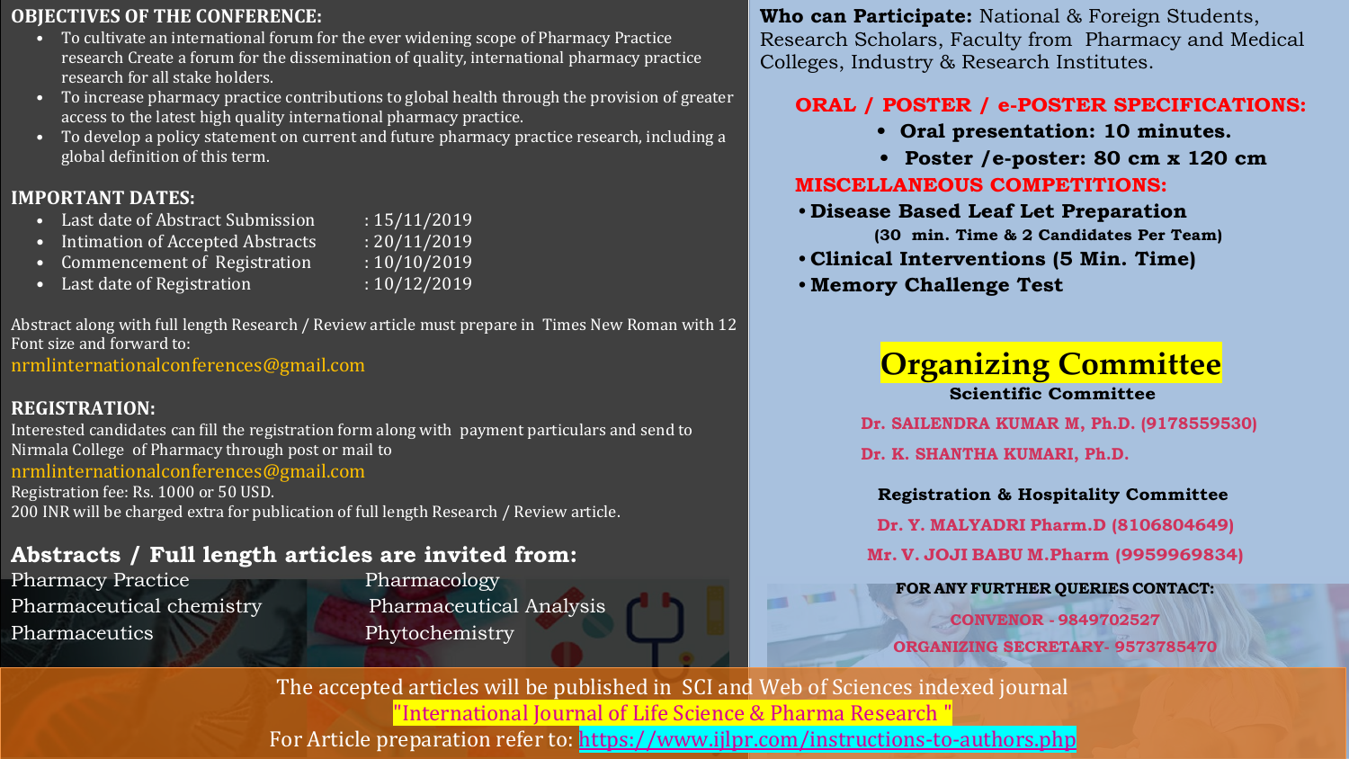## OBJECTIVES OF THE CONFERENCE:

- To cultivate an international forum for the ever widening scope of Pharmacy Practice research Create a forum for the dissemination of quality, international pharmacy practice research for all stake holders.
- To increase pharmacy practice contributions to global health through the provision of greater access to the latest high quality international pharmacy practice.
- To develop a policy statement on current and future pharmacy practice research, including a global definition of this term.

## IMPORTANT DATES:

- Last date of Abstract Submission : 15/11/2019
- Intimation of Accepted Abstracts : 20/11/2019
- Commencement of Registration : 10/10/2019
- Last date of Registration : 10/12/2019

Abstract along with full length Research / Review article must prepare in Times New Roman with 12 Font size and forward to:
nrmlinternationalconferences@gmail.com

## REGISTRATION:

Interested candidates can fill the registration form along with payment particulars and send to Nirmala College of Pharmacy through post or mail to
nrmlinternationalconferences@gmail.com
Registration fee: Rs. 1000 or 50 USD.
200 INR will be charged extra for publication of full length Research / Review article.

## Abstracts / Full length articles are invited from:

Pharmacy Practice
Pharmacology
Pharmaceutical chemistry
Pharmaceutical Analysis
Pharmaceutics
Phytochemistry

**Who can Participate:** National & Foreign Students, Research Scholars, Faculty from Pharmacy and Medical Colleges, Industry & Research Institutes.

## ORAL / POSTER / e-POSTER SPECIFICATIONS:

- **Oral presentation: 10 minutes.**
- **Poster /e-poster: 80 cm x 120 cm**

## MISCELLANEOUS COMPETITIONS:

- **Disease Based Leaf Let Preparation**
  **(30 min. Time & 2 Candidates Per Team)**
- **Clinical Interventions (5 Min. Time)**
- **Memory Challenge Test**

## Organizing Committee

### Scientific Committee

**Dr. SAILENDRA KUMAR M, Ph.D. (9178559530)**

**Dr. K. SHANTHA KUMARI, Ph.D.**

### Registration & Hospitality Committee

**Dr. Y. MALYADRI Pharm.D (8106804649)**

**Mr. V. JOJI BABU M.Pharm (9959969834)**

**FOR ANY FURTHER QUERIES CONTACT:**

**CONVENOR - 9849702527**

**ORGANIZING SECRETARY- 9573785470**

The accepted articles will be published in SCI and Web of Sciences indexed journal
"International Journal of Life Science & Pharma Research "
For Article preparation refer to: https://www.ijlpr.com/instructions-to-authors.php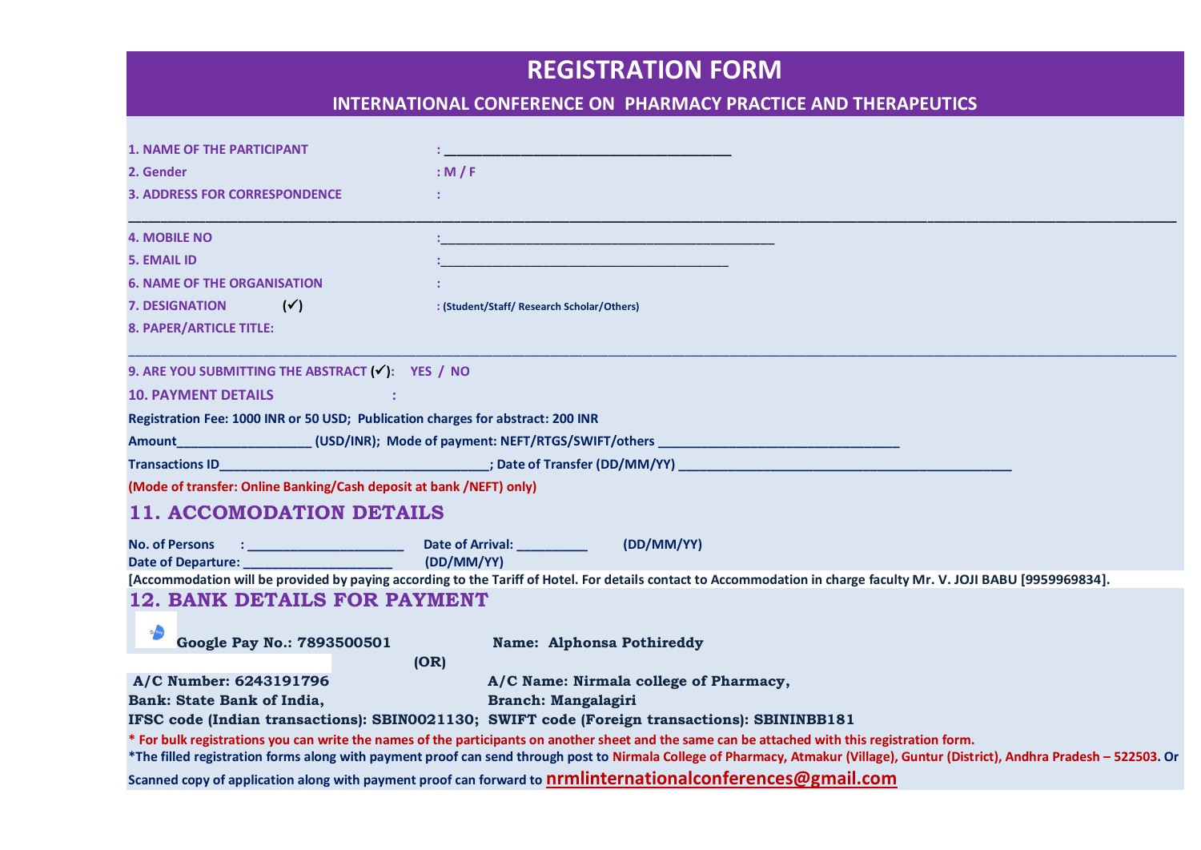# REGISTRATION FORM

## INTERNATIONAL CONFERENCE ON PHARMACY PRACTICE AND THERAPEUTICS

**1. NAME OF THE PARTICIPANT** : ________________________________________

**2. Gender** : **M / F**

**3. ADDRESS FOR CORRESPONDENCE** :

______________________________________________________________________________________________________________

**4. MOBILE NO** :________________________________________________

**5. EMAIL ID** :___________________________________________

**6. NAME OF THE ORGANISATION** :

**7. DESIGNATION (✓)** : (Student/Staff/ Research Scholar/Others)

**8. PAPER/ARTICLE TITLE:**

______________________________________________________________________________________________________________

**9. ARE YOU SUBMITTING THE ABSTRACT (✓): YES / NO**

**10. PAYMENT DETAILS** :

**Registration Fee: 1000 INR or 50 USD; Publication charges for abstract: 200 INR**

**Amount____________________ (USD/INR); Mode of payment: NEFT/RTGS/SWIFT/others ___________________________________**

**Transactions ID_______________________________________; Date of Transfer (DD/MM/YY) _________________________________________________**

**(Mode of transfer: Online Banking/Cash deposit at bank /NEFT) only)**

## 11. ACCOMODATION DETAILS

**No. of Persons : _______________________ Date of Arrival: __________ (DD/MM/YY)**

**Date of Departure: _____________________ (DD/MM/YY)**

**[Accommodation will be provided by paying according to the Tariff of Hotel. For details contact to Accommodation in charge faculty Mr. V. JOJI BABU [9959969834].**

## 12. BANK DETAILS FOR PAYMENT

**Google Pay No.: 7893500501** **Name: Alphonsa Pothireddy**

**(OR)**

**A/C Number: 6243191796** **A/C Name: Nirmala college of Pharmacy,**

**Bank: State Bank of India,** **Branch: Mangalagiri**

**IFSC code (Indian transactions): SBIN0021130; SWIFT code (Foreign transactions): SBININBB181**

**\* For bulk registrations you can write the names of the participants on another sheet and the same can be attached with this registration form.**

**\*The filled registration forms along with payment proof can send through post to Nirmala College of Pharmacy, Atmakur (Village), Guntur (District), Andhra Pradesh – 522503. Or Scanned copy of application along with payment proof can forward to nrmlinternationalconferences@gmail.com**